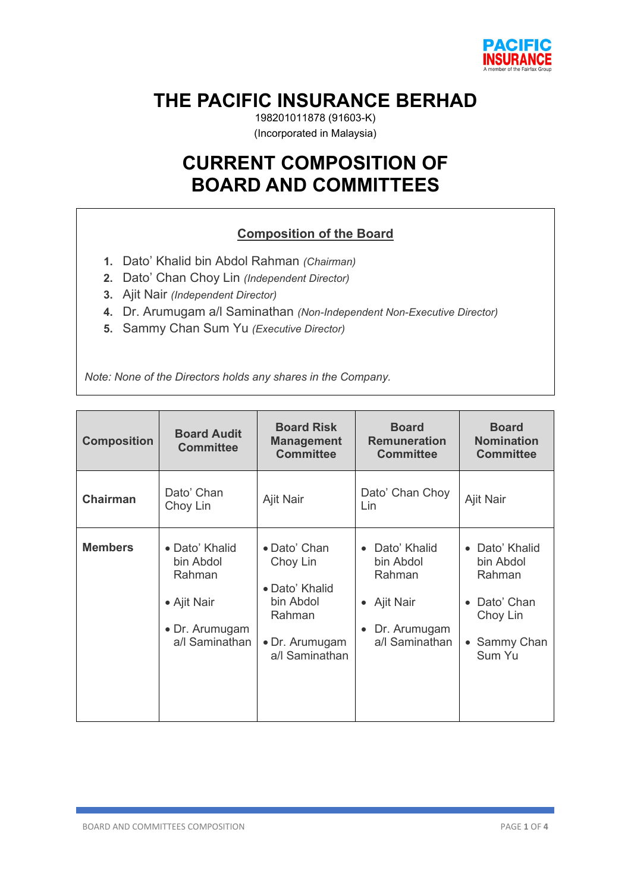# THE PACIFIC INSURANCE BERHAD

198201011878 (91603-K)

(Incorporated in Malaysia)

# CURRENT COMPOSITION OF BOARD AND COMMITTEES

## Composition of the Board

1. Dato' Khalid bin Abdol Rahman *(Chairman)*
2. Dato' Chan Choy Lin *(Independent Director)*
3. Ajit Nair *(Independent Director)*
4. Dr. Arumugam a/l Saminathan *(Non-Independent Non-Executive Director)*
5. Sammy Chan Sum Yu *(Executive Director)*

*Note: None of the Directors holds any shares in the Company.*

| Composition | Board Audit Committee | Board Risk Management Committee | Board Remuneration Committee | Board Nomination Committee |
|---|---|---|---|---|
| **Chairman** | Dato' Chan Choy Lin | Ajit Nair | Dato' Chan Choy Lin | Ajit Nair |
| **Members** | • Dato' Khalid bin Abdol Rahman<br>• Ajit Nair<br>• Dr. Arumugam a/l Saminathan | • Dato' Chan Choy Lin<br>• Dato' Khalid bin Abdol Rahman<br>• Dr. Arumugam a/l Saminathan | • Dato' Khalid bin Abdol Rahman<br>• Ajit Nair<br>• Dr. Arumugam a/l Saminathan | • Dato' Khalid bin Abdol Rahman<br>• Dato' Chan Choy Lin<br>• Sammy Chan Sum Yu |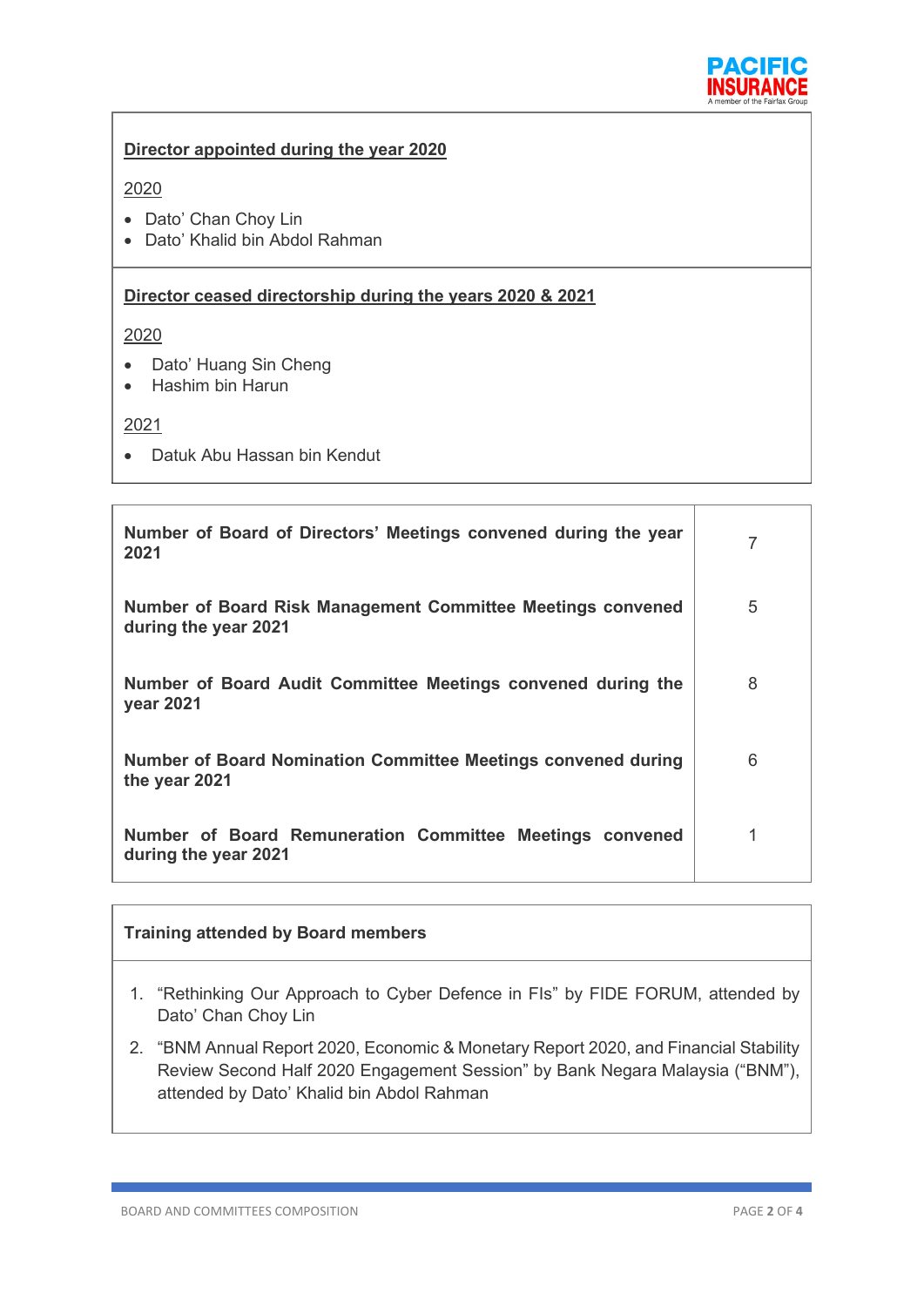**Director appointed during the year 2020**

2020

- Dato' Chan Choy Lin
- Dato' Khalid bin Abdol Rahman

**Director ceased directorship during the years 2020 & 2021**

2020

- Dato' Huang Sin Cheng
- Hashim bin Harun

2021

- Datuk Abu Hassan bin Kendut

| | |
|---|---|
| **Number of Board of Directors' Meetings convened during the year 2021** | 7 |
| **Number of Board Risk Management Committee Meetings convened during the year 2021** | 5 |
| **Number of Board Audit Committee Meetings convened during the year 2021** | 8 |
| **Number of Board Nomination Committee Meetings convened during the year 2021** | 6 |
| **Number of Board Remuneration Committee Meetings convened during the year 2021** | 1 |

**Training attended by Board members**

1. "Rethinking Our Approach to Cyber Defence in FIs" by FIDE FORUM, attended by Dato' Chan Choy Lin
2. "BNM Annual Report 2020, Economic & Monetary Report 2020, and Financial Stability Review Second Half 2020 Engagement Session" by Bank Negara Malaysia ("BNM"), attended by Dato' Khalid bin Abdol Rahman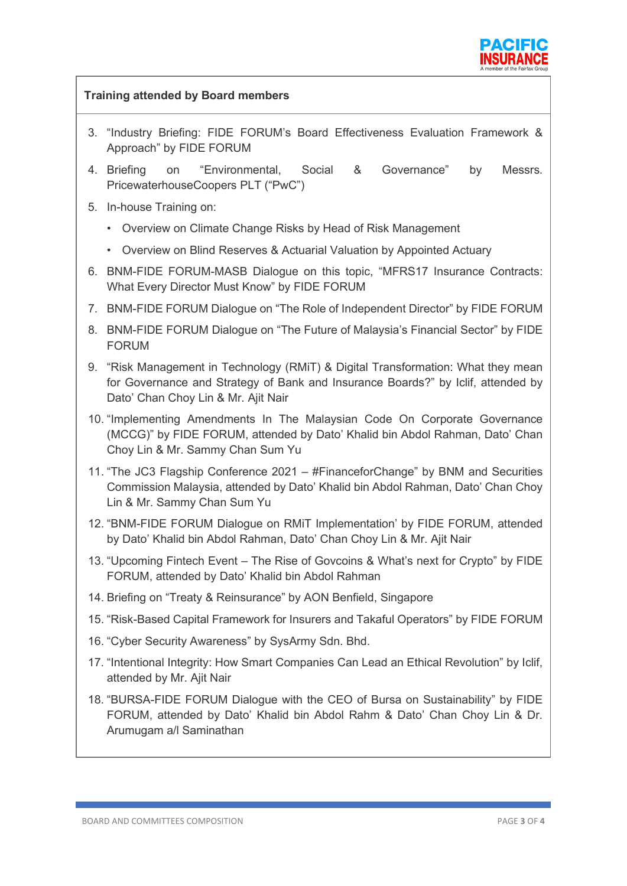**Training attended by Board members**

3. "Industry Briefing: FIDE FORUM's Board Effectiveness Evaluation Framework & Approach" by FIDE FORUM
4. Briefing on "Environmental, Social & Governance" by Messrs. PricewaterhouseCoopers PLT ("PwC")
5. In-house Training on:
    - Overview on Climate Change Risks by Head of Risk Management
    - Overview on Blind Reserves & Actuarial Valuation by Appointed Actuary
6. BNM-FIDE FORUM-MASB Dialogue on this topic, "MFRS17 Insurance Contracts: What Every Director Must Know" by FIDE FORUM
7. BNM-FIDE FORUM Dialogue on "The Role of Independent Director" by FIDE FORUM
8. BNM-FIDE FORUM Dialogue on "The Future of Malaysia's Financial Sector" by FIDE FORUM
9. "Risk Management in Technology (RMiT) & Digital Transformation: What they mean for Governance and Strategy of Bank and Insurance Boards?" by Iclif, attended by Dato' Chan Choy Lin & Mr. Ajit Nair
10. "Implementing Amendments In The Malaysian Code On Corporate Governance (MCCG)" by FIDE FORUM, attended by Dato' Khalid bin Abdol Rahman, Dato' Chan Choy Lin & Mr. Sammy Chan Sum Yu
11. "The JC3 Flagship Conference 2021 – #FinanceforChange" by BNM and Securities Commission Malaysia, attended by Dato' Khalid bin Abdol Rahman, Dato' Chan Choy Lin & Mr. Sammy Chan Sum Yu
12. "BNM-FIDE FORUM Dialogue on RMiT Implementation' by FIDE FORUM, attended by Dato' Khalid bin Abdol Rahman, Dato' Chan Choy Lin & Mr. Ajit Nair
13. "Upcoming Fintech Event – The Rise of Govcoins & What's next for Crypto" by FIDE FORUM, attended by Dato' Khalid bin Abdol Rahman
14. Briefing on "Treaty & Reinsurance" by AON Benfield, Singapore
15. "Risk-Based Capital Framework for Insurers and Takaful Operators" by FIDE FORUM
16. "Cyber Security Awareness" by SysArmy Sdn. Bhd.
17. "Intentional Integrity: How Smart Companies Can Lead an Ethical Revolution" by Iclif, attended by Mr. Ajit Nair
18. "BURSA-FIDE FORUM Dialogue with the CEO of Bursa on Sustainability" by FIDE FORUM, attended by Dato' Khalid bin Abdol Rahm & Dato' Chan Choy Lin & Dr. Arumugam a/l Saminathan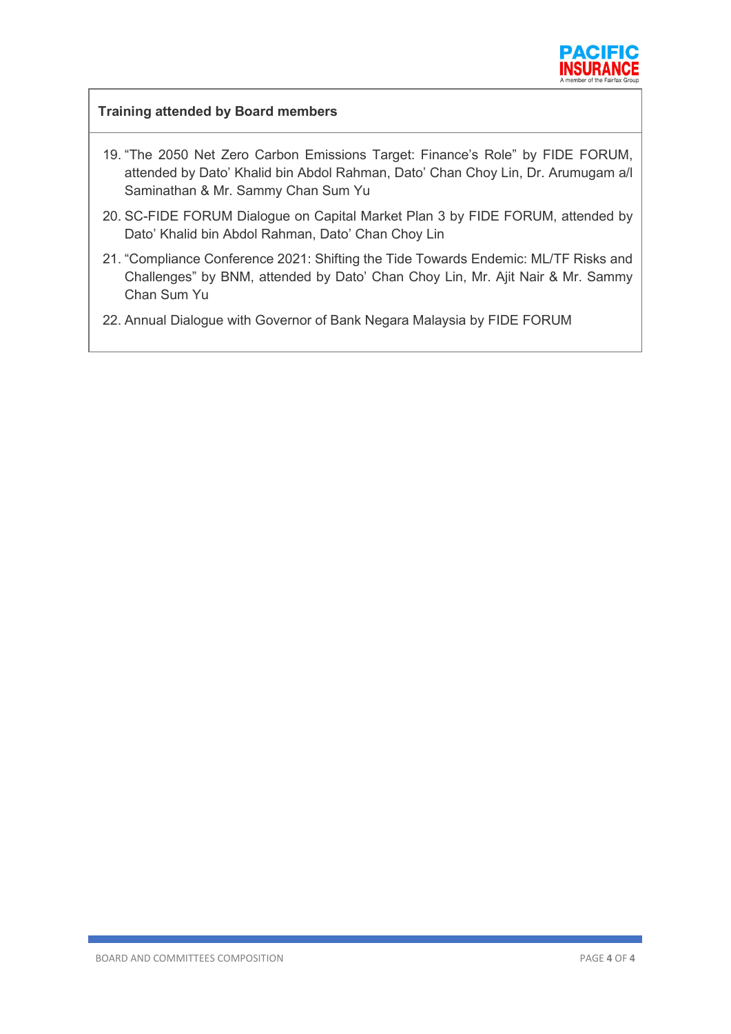**Training attended by Board members**

19. "The 2050 Net Zero Carbon Emissions Target: Finance's Role" by FIDE FORUM, attended by Dato' Khalid bin Abdol Rahman, Dato' Chan Choy Lin, Dr. Arumugam a/l Saminathan & Mr. Sammy Chan Sum Yu
20. SC-FIDE FORUM Dialogue on Capital Market Plan 3 by FIDE FORUM, attended by Dato' Khalid bin Abdol Rahman, Dato' Chan Choy Lin
21. "Compliance Conference 2021: Shifting the Tide Towards Endemic: ML/TF Risks and Challenges" by BNM, attended by Dato' Chan Choy Lin, Mr. Ajit Nair & Mr. Sammy Chan Sum Yu
22. Annual Dialogue with Governor of Bank Negara Malaysia by FIDE FORUM